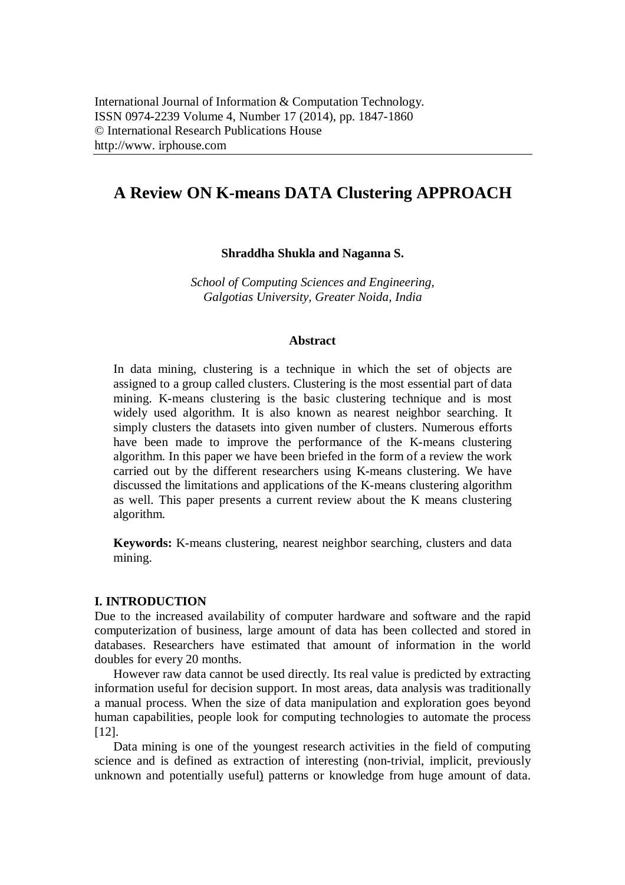International Journal of Information & Computation Technology.
ISSN 0974-2239 Volume 4, Number 17 (2014), pp. 1847-1860
© International Research Publications House
http://www. irphouse.com

# A Review ON K-means DATA Clustering APPROACH

**Shraddha Shukla and Naganna S.**

*School of Computing Sciences and Engineering, Galgotias University, Greater Noida, India*

### Abstract

In data mining, clustering is a technique in which the set of objects are assigned to a group called clusters. Clustering is the most essential part of data mining. K-means clustering is the basic clustering technique and is most widely used algorithm. It is also known as nearest neighbor searching. It simply clusters the datasets into given number of clusters. Numerous efforts have been made to improve the performance of the K-means clustering algorithm. In this paper we have been briefed in the form of a review the work carried out by the different researchers using K-means clustering. We have discussed the limitations and applications of the K-means clustering algorithm as well. This paper presents a current review about the K means clustering algorithm.

**Keywords:** K-means clustering, nearest neighbor searching, clusters and data mining.

## I. INTRODUCTION

Due to the increased availability of computer hardware and software and the rapid computerization of business, large amount of data has been collected and stored in databases. Researchers have estimated that amount of information in the world doubles for every 20 months.

However raw data cannot be used directly. Its real value is predicted by extracting information useful for decision support. In most areas, data analysis was traditionally a manual process. When the size of data manipulation and exploration goes beyond human capabilities, people look for computing technologies to automate the process [12].

Data mining is one of the youngest research activities in the field of computing science and is defined as extraction of interesting (non-trivial, implicit, previously unknown and potentially useful) patterns or knowledge from huge amount of data.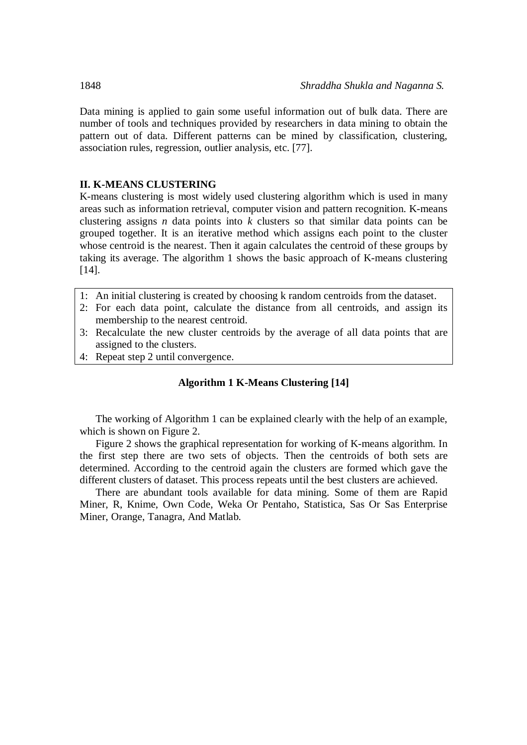Data mining is applied to gain some useful information out of bulk data. There are number of tools and techniques provided by researchers in data mining to obtain the pattern out of data. Different patterns can be mined by classification, clustering, association rules, regression, outlier analysis, etc. [77].

## II. K-MEANS CLUSTERING

K-means clustering is most widely used clustering algorithm which is used in many areas such as information retrieval, computer vision and pattern recognition. K-means clustering assigns $n$ data points into $k$ clusters so that similar data points can be grouped together. It is an iterative method which assigns each point to the cluster whose centroid is the nearest. Then it again calculates the centroid of these groups by taking its average. The algorithm 1 shows the basic approach of K-means clustering [14].

1: An initial clustering is created by choosing k random centroids from the dataset.
2: For each data point, calculate the distance from all centroids, and assign its membership to the nearest centroid.
3: Recalculate the new cluster centroids by the average of all data points that are assigned to the clusters.
4: Repeat step 2 until convergence.

**Algorithm 1 K-Means Clustering [14]**

The working of Algorithm 1 can be explained clearly with the help of an example, which is shown on Figure 2.

Figure 2 shows the graphical representation for working of K-means algorithm. In the first step there are two sets of objects. Then the centroids of both sets are determined. According to the centroid again the clusters are formed which gave the different clusters of dataset. This process repeats until the best clusters are achieved.

There are abundant tools available for data mining. Some of them are Rapid Miner, R, Knime, Own Code, Weka Or Pentaho, Statistica, Sas Or Sas Enterprise Miner, Orange, Tanagra, And Matlab.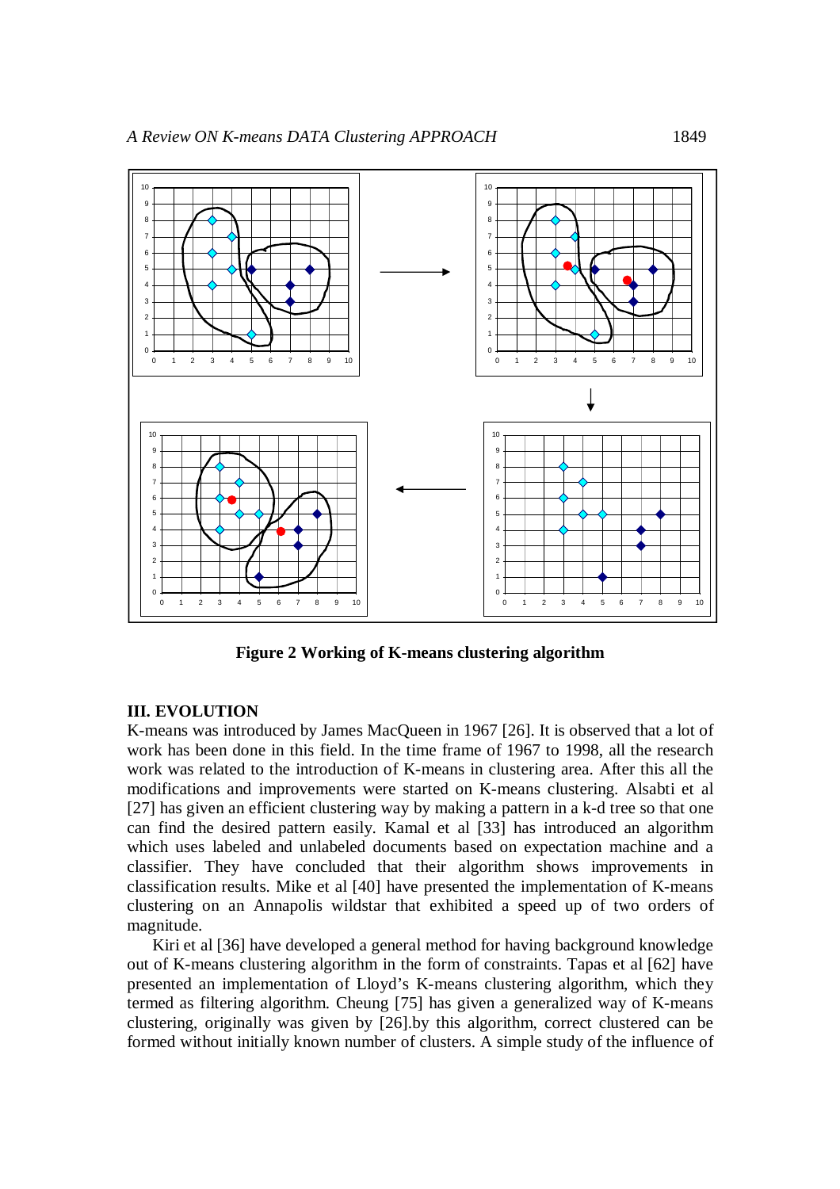**Figure 2 Working of K-means clustering algorithm**

## III. EVOLUTION

K-means was introduced by James MacQueen in 1967 [26]. It is observed that a lot of work has been done in this field. In the time frame of 1967 to 1998, all the research work was related to the introduction of K-means in clustering area. After this all the modifications and improvements were started on K-means clustering. Alsabti et al [27] has given an efficient clustering way by making a pattern in a k-d tree so that one can find the desired pattern easily. Kamal et al [33] has introduced an algorithm which uses labeled and unlabeled documents based on expectation machine and a classifier. They have concluded that their algorithm shows improvements in classification results. Mike et al [40] have presented the implementation of K-means clustering on an Annapolis wildstar that exhibited a speed up of two orders of magnitude.

Kiri et al [36] have developed a general method for having background knowledge out of K-means clustering algorithm in the form of constraints. Tapas et al [62] have presented an implementation of Lloyd's K-means clustering algorithm, which they termed as filtering algorithm. Cheung [75] has given a generalized way of K-means clustering, originally was given by [26].by this algorithm, correct clustered can be formed without initially known number of clusters. A simple study of the influence of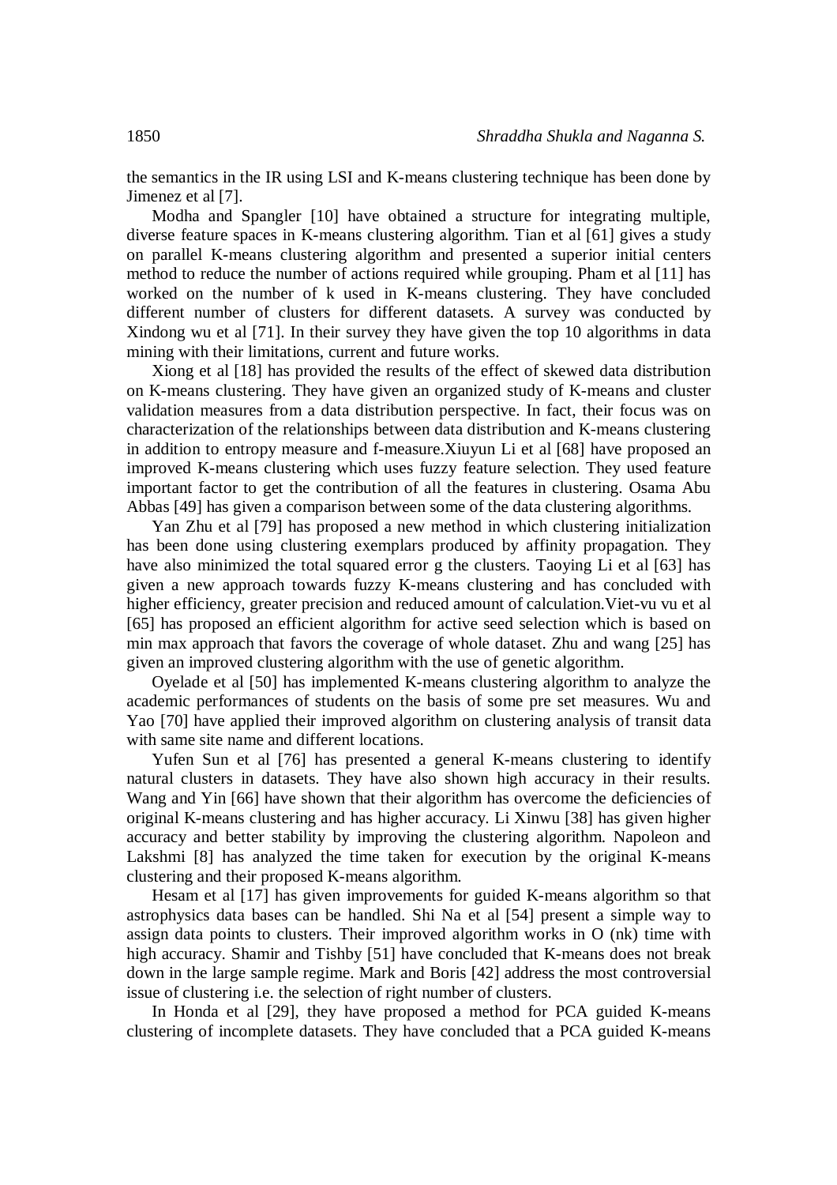the semantics in the IR using LSI and K-means clustering technique has been done by Jimenez et al [7].

Modha and Spangler [10] have obtained a structure for integrating multiple, diverse feature spaces in K-means clustering algorithm. Tian et al [61] gives a study on parallel K-means clustering algorithm and presented a superior initial centers method to reduce the number of actions required while grouping. Pham et al [11] has worked on the number of k used in K-means clustering. They have concluded different number of clusters for different datasets. A survey was conducted by Xindong wu et al [71]. In their survey they have given the top 10 algorithms in data mining with their limitations, current and future works.

Xiong et al [18] has provided the results of the effect of skewed data distribution on K-means clustering. They have given an organized study of K-means and cluster validation measures from a data distribution perspective. In fact, their focus was on characterization of the relationships between data distribution and K-means clustering in addition to entropy measure and f-measure.Xiuyun Li et al [68] have proposed an improved K-means clustering which uses fuzzy feature selection. They used feature important factor to get the contribution of all the features in clustering. Osama Abu Abbas [49] has given a comparison between some of the data clustering algorithms.

Yan Zhu et al [79] has proposed a new method in which clustering initialization has been done using clustering exemplars produced by affinity propagation. They have also minimized the total squared error g the clusters. Taoying Li et al [63] has given a new approach towards fuzzy K-means clustering and has concluded with higher efficiency, greater precision and reduced amount of calculation.Viet-vu vu et al [65] has proposed an efficient algorithm for active seed selection which is based on min max approach that favors the coverage of whole dataset. Zhu and wang [25] has given an improved clustering algorithm with the use of genetic algorithm.

Oyelade et al [50] has implemented K-means clustering algorithm to analyze the academic performances of students on the basis of some pre set measures. Wu and Yao [70] have applied their improved algorithm on clustering analysis of transit data with same site name and different locations.

Yufen Sun et al [76] has presented a general K-means clustering to identify natural clusters in datasets. They have also shown high accuracy in their results. Wang and Yin [66] have shown that their algorithm has overcome the deficiencies of original K-means clustering and has higher accuracy. Li Xinwu [38] has given higher accuracy and better stability by improving the clustering algorithm. Napoleon and Lakshmi [8] has analyzed the time taken for execution by the original K-means clustering and their proposed K-means algorithm.

Hesam et al [17] has given improvements for guided K-means algorithm so that astrophysics data bases can be handled. Shi Na et al [54] present a simple way to assign data points to clusters. Their improved algorithm works in O (nk) time with high accuracy. Shamir and Tishby [51] have concluded that K-means does not break down in the large sample regime. Mark and Boris [42] address the most controversial issue of clustering i.e. the selection of right number of clusters.

In Honda et al [29], they have proposed a method for PCA guided K-means clustering of incomplete datasets. They have concluded that a PCA guided K-means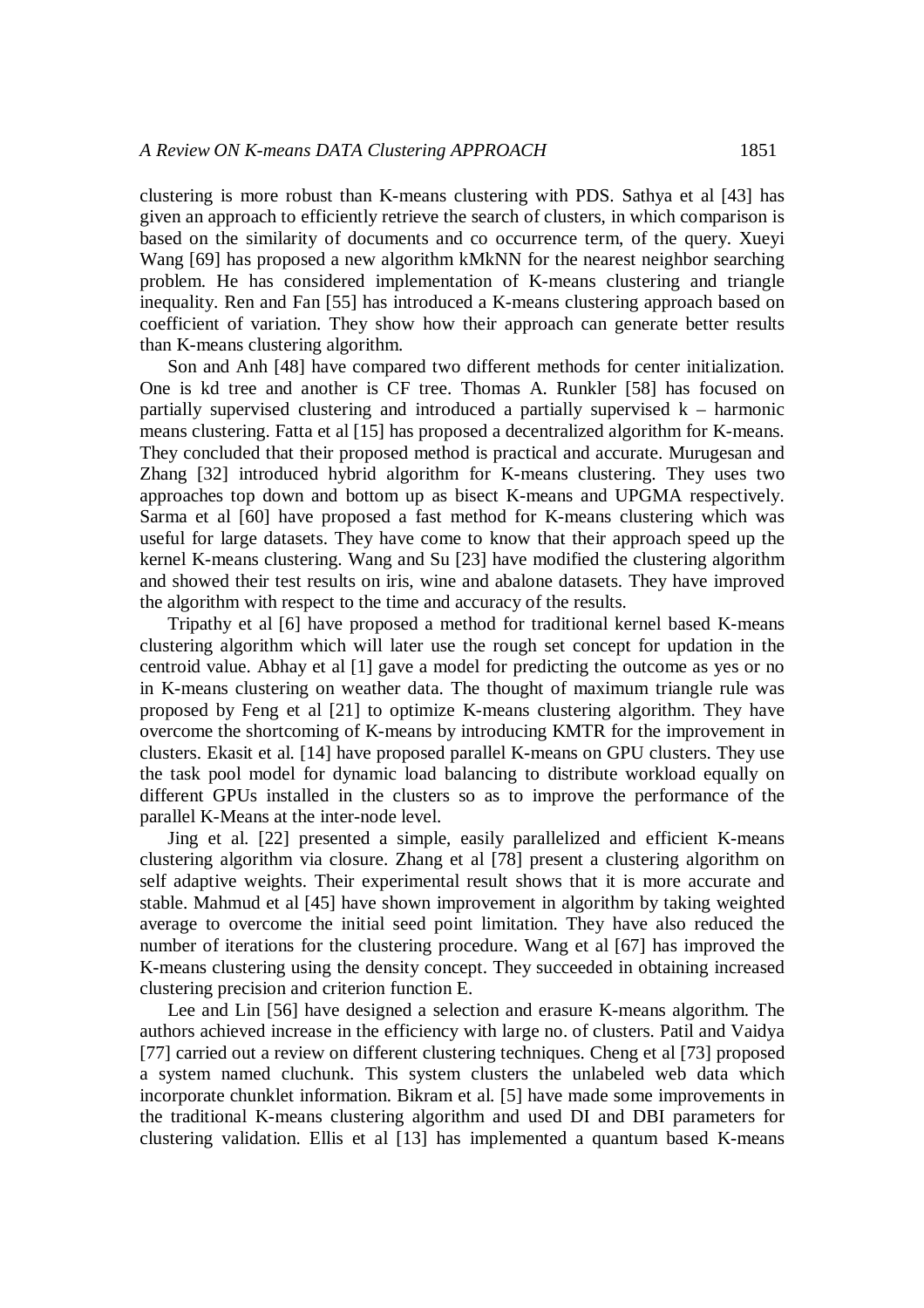clustering is more robust than K-means clustering with PDS. Sathya et al [43] has given an approach to efficiently retrieve the search of clusters, in which comparison is based on the similarity of documents and co occurrence term, of the query. Xueyi Wang [69] has proposed a new algorithm kMkNN for the nearest neighbor searching problem. He has considered implementation of K-means clustering and triangle inequality. Ren and Fan [55] has introduced a K-means clustering approach based on coefficient of variation. They show how their approach can generate better results than K-means clustering algorithm.

Son and Anh [48] have compared two different methods for center initialization. One is kd tree and another is CF tree. Thomas A. Runkler [58] has focused on partially supervised clustering and introduced a partially supervised k – harmonic means clustering. Fatta et al [15] has proposed a decentralized algorithm for K-means. They concluded that their proposed method is practical and accurate. Murugesan and Zhang [32] introduced hybrid algorithm for K-means clustering. They uses two approaches top down and bottom up as bisect K-means and UPGMA respectively. Sarma et al [60] have proposed a fast method for K-means clustering which was useful for large datasets. They have come to know that their approach speed up the kernel K-means clustering. Wang and Su [23] have modified the clustering algorithm and showed their test results on iris, wine and abalone datasets. They have improved the algorithm with respect to the time and accuracy of the results.

Tripathy et al [6] have proposed a method for traditional kernel based K-means clustering algorithm which will later use the rough set concept for updation in the centroid value. Abhay et al [1] gave a model for predicting the outcome as yes or no in K-means clustering on weather data. The thought of maximum triangle rule was proposed by Feng et al [21] to optimize K-means clustering algorithm. They have overcome the shortcoming of K-means by introducing KMTR for the improvement in clusters. Ekasit et al. [14] have proposed parallel K-means on GPU clusters. They use the task pool model for dynamic load balancing to distribute workload equally on different GPUs installed in the clusters so as to improve the performance of the parallel K-Means at the inter-node level.

Jing et al. [22] presented a simple, easily parallelized and efficient K-means clustering algorithm via closure. Zhang et al [78] present a clustering algorithm on self adaptive weights. Their experimental result shows that it is more accurate and stable. Mahmud et al [45] have shown improvement in algorithm by taking weighted average to overcome the initial seed point limitation. They have also reduced the number of iterations for the clustering procedure. Wang et al [67] has improved the K-means clustering using the density concept. They succeeded in obtaining increased clustering precision and criterion function E.

Lee and Lin [56] have designed a selection and erasure K-means algorithm. The authors achieved increase in the efficiency with large no. of clusters. Patil and Vaidya [77] carried out a review on different clustering techniques. Cheng et al [73] proposed a system named cluchunk. This system clusters the unlabeled web data which incorporate chunklet information. Bikram et al. [5] have made some improvements in the traditional K-means clustering algorithm and used DI and DBI parameters for clustering validation. Ellis et al [13] has implemented a quantum based K-means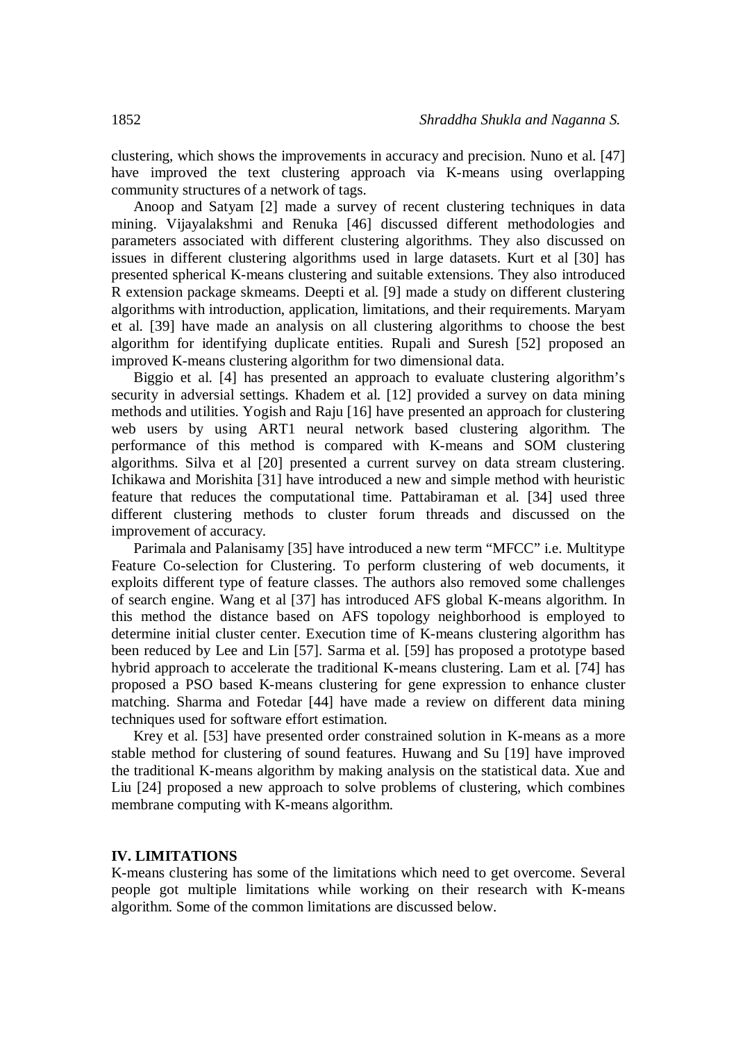clustering, which shows the improvements in accuracy and precision. Nuno et al. [47] have improved the text clustering approach via K-means using overlapping community structures of a network of tags.

Anoop and Satyam [2] made a survey of recent clustering techniques in data mining. Vijayalakshmi and Renuka [46] discussed different methodologies and parameters associated with different clustering algorithms. They also discussed on issues in different clustering algorithms used in large datasets. Kurt et al [30] has presented spherical K-means clustering and suitable extensions. They also introduced R extension package skmeams. Deepti et al. [9] made a study on different clustering algorithms with introduction, application, limitations, and their requirements. Maryam et al. [39] have made an analysis on all clustering algorithms to choose the best algorithm for identifying duplicate entities. Rupali and Suresh [52] proposed an improved K-means clustering algorithm for two dimensional data.

Biggio et al. [4] has presented an approach to evaluate clustering algorithm's security in adversial settings. Khadem et al. [12] provided a survey on data mining methods and utilities. Yogish and Raju [16] have presented an approach for clustering web users by using ART1 neural network based clustering algorithm. The performance of this method is compared with K-means and SOM clustering algorithms. Silva et al [20] presented a current survey on data stream clustering. Ichikawa and Morishita [31] have introduced a new and simple method with heuristic feature that reduces the computational time. Pattabiraman et al. [34] used three different clustering methods to cluster forum threads and discussed on the improvement of accuracy.

Parimala and Palanisamy [35] have introduced a new term "MFCC" i.e. Multitype Feature Co-selection for Clustering. To perform clustering of web documents, it exploits different type of feature classes. The authors also removed some challenges of search engine. Wang et al [37] has introduced AFS global K-means algorithm. In this method the distance based on AFS topology neighborhood is employed to determine initial cluster center. Execution time of K-means clustering algorithm has been reduced by Lee and Lin [57]. Sarma et al. [59] has proposed a prototype based hybrid approach to accelerate the traditional K-means clustering. Lam et al. [74] has proposed a PSO based K-means clustering for gene expression to enhance cluster matching. Sharma and Fotedar [44] have made a review on different data mining techniques used for software effort estimation.

Krey et al. [53] have presented order constrained solution in K-means as a more stable method for clustering of sound features. Huwang and Su [19] have improved the traditional K-means algorithm by making analysis on the statistical data. Xue and Liu [24] proposed a new approach to solve problems of clustering, which combines membrane computing with K-means algorithm.

## IV. LIMITATIONS

K-means clustering has some of the limitations which need to get overcome. Several people got multiple limitations while working on their research with K-means algorithm. Some of the common limitations are discussed below.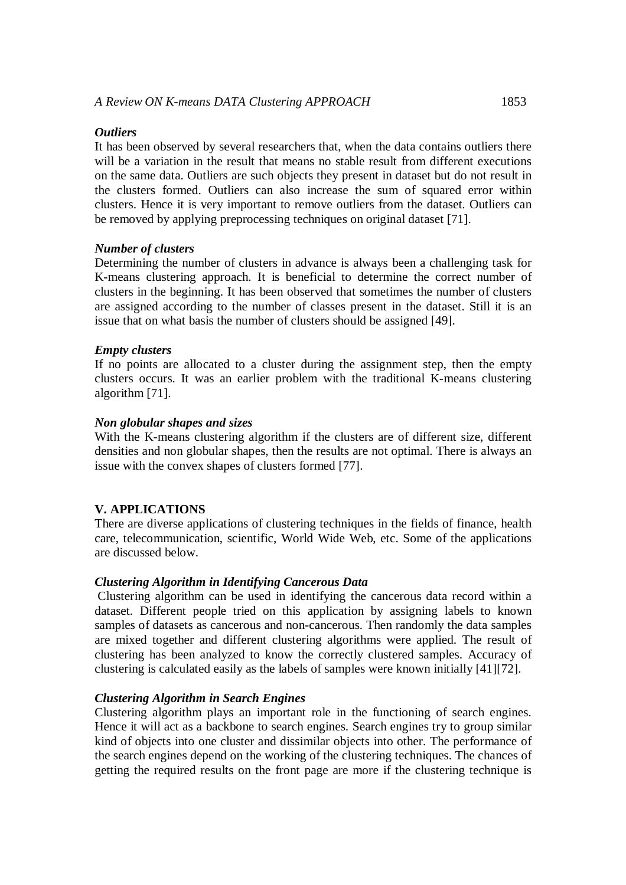***Outliers***

It has been observed by several researchers that, when the data contains outliers there will be a variation in the result that means no stable result from different executions on the same data. Outliers are such objects they present in dataset but do not result in the clusters formed. Outliers can also increase the sum of squared error within clusters. Hence it is very important to remove outliers from the dataset. Outliers can be removed by applying preprocessing techniques on original dataset [71].

***Number of clusters***

Determining the number of clusters in advance is always been a challenging task for K-means clustering approach. It is beneficial to determine the correct number of clusters in the beginning. It has been observed that sometimes the number of clusters are assigned according to the number of classes present in the dataset. Still it is an issue that on what basis the number of clusters should be assigned [49].

***Empty clusters***

If no points are allocated to a cluster during the assignment step, then the empty clusters occurs. It was an earlier problem with the traditional K-means clustering algorithm [71].

***Non globular shapes and sizes***

With the K-means clustering algorithm if the clusters are of different size, different densities and non globular shapes, then the results are not optimal. There is always an issue with the convex shapes of clusters formed [77].

## V. APPLICATIONS

There are diverse applications of clustering techniques in the fields of finance, health care, telecommunication, scientific, World Wide Web, etc. Some of the applications are discussed below.

***Clustering Algorithm in Identifying Cancerous Data***

Clustering algorithm can be used in identifying the cancerous data record within a dataset. Different people tried on this application by assigning labels to known samples of datasets as cancerous and non-cancerous. Then randomly the data samples are mixed together and different clustering algorithms were applied. The result of clustering has been analyzed to know the correctly clustered samples. Accuracy of clustering is calculated easily as the labels of samples were known initially [41][72].

***Clustering Algorithm in Search Engines***

Clustering algorithm plays an important role in the functioning of search engines. Hence it will act as a backbone to search engines. Search engines try to group similar kind of objects into one cluster and dissimilar objects into other. The performance of the search engines depend on the working of the clustering techniques. The chances of getting the required results on the front page are more if the clustering technique is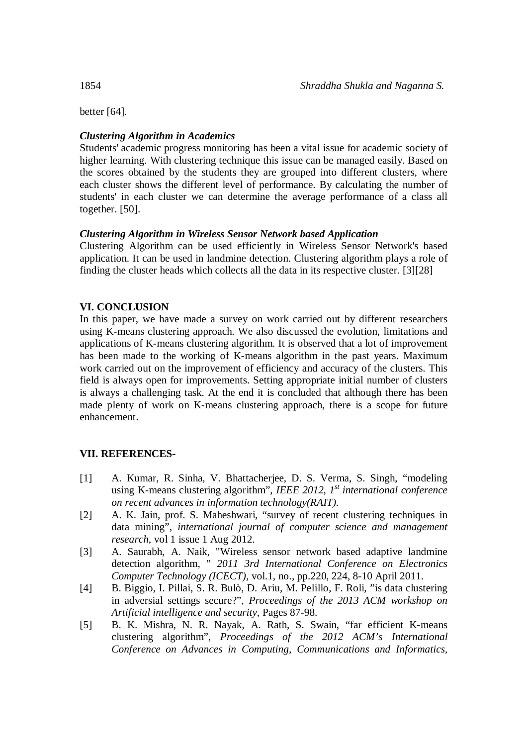better [64].

### *Clustering Algorithm in Academics*

Students' academic progress monitoring has been a vital issue for academic society of higher learning. With clustering technique this issue can be managed easily. Based on the scores obtained by the students they are grouped into different clusters, where each cluster shows the different level of performance. By calculating the number of students' in each cluster we can determine the average performance of a class all together. [50].

### *Clustering Algorithm in Wireless Sensor Network based Application*

Clustering Algorithm can be used efficiently in Wireless Sensor Network's based application. It can be used in landmine detection. Clustering algorithm plays a role of finding the cluster heads which collects all the data in its respective cluster. [3][28]

## VI. CONCLUSION

In this paper, we have made a survey on work carried out by different researchers using K-means clustering approach. We also discussed the evolution, limitations and applications of K-means clustering algorithm. It is observed that a lot of improvement has been made to the working of K-means algorithm in the past years. Maximum work carried out on the improvement of efficiency and accuracy of the clusters. This field is always open for improvements. Setting appropriate initial number of clusters is always a challenging task. At the end it is concluded that although there has been made plenty of work on K-means clustering approach, there is a scope for future enhancement.

## VII. REFERENCES-

[1] A. Kumar, R. Sinha, V. Bhattacherjee, D. S. Verma, S. Singh, "modeling using K-means clustering algorithm", *IEEE 2012, 1st international conference on recent advances in information technology(RAIT).*

[2] A. K. Jain, prof. S. Maheshwari, "survey of recent clustering techniques in data mining", *international journal of computer science and management research*, vol 1 issue 1 Aug 2012.

[3] A. Saurabh, A. Naik, "Wireless sensor network based adaptive landmine detection algorithm, " *2011 3rd International Conference on Electronics Computer Technology (ICECT),* vol.1, no., pp.220, 224, 8-10 April 2011.

[4] B. Biggio, I. Pillai, S. R. Bulò, D. Ariu, M. Pelillo, F. Roli, "is data clustering in adversial settings secure?", *Proceedings of the 2013 ACM workshop on Artificial intelligence and security*, Pages 87-98.

[5] B. K. Mishra, N. R. Nayak, A. Rath, S. Swain, "far efficient K-means clustering algorithm", *Proceedings of the 2012 ACM's International Conference on Advances in Computing, Communications and Informatics,*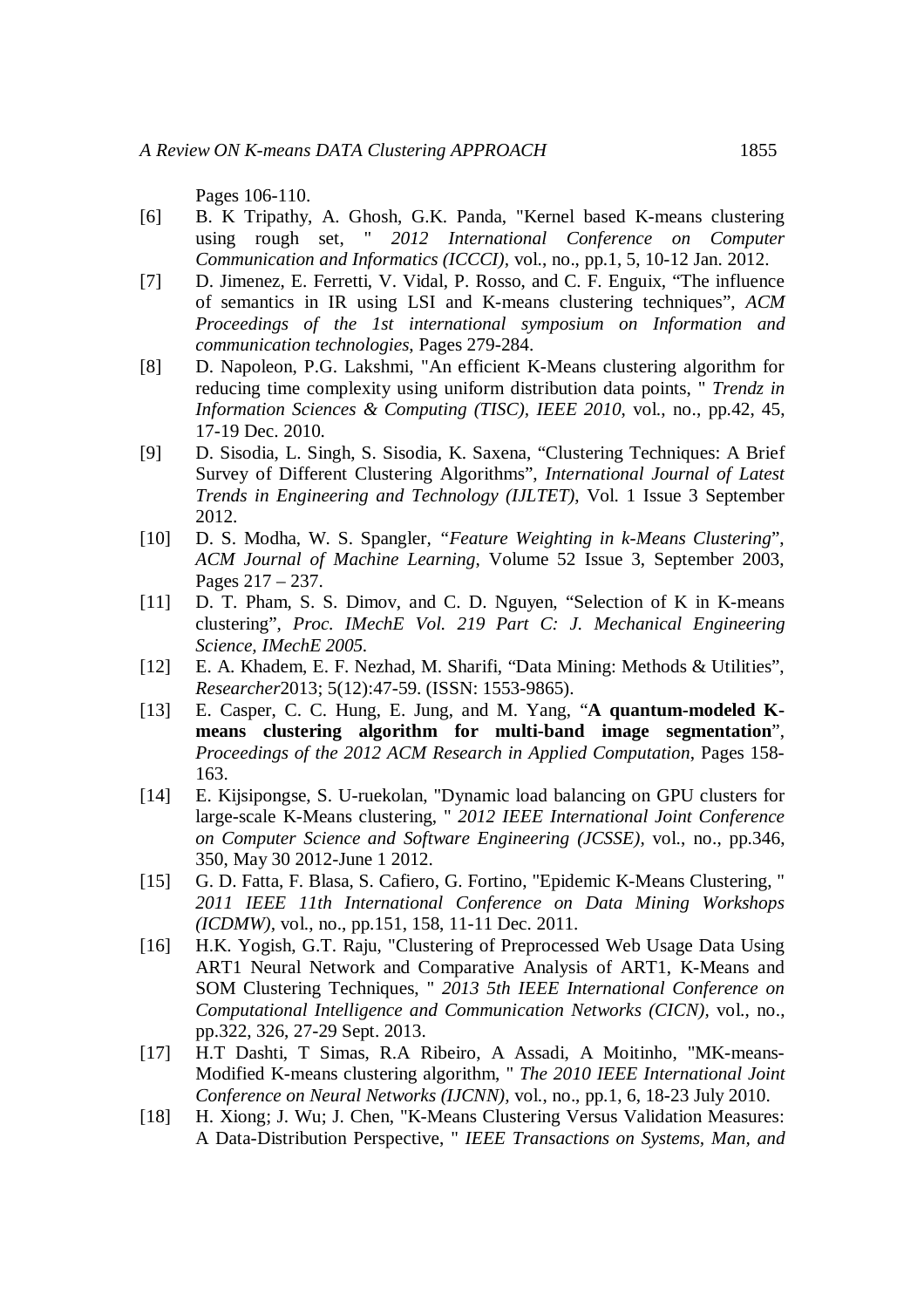Pages 106-110.

[6] B. K Tripathy, A. Ghosh, G.K. Panda, "Kernel based K-means clustering using rough set, " *2012 International Conference on Computer Communication and Informatics (ICCCI)*, vol., no., pp.1, 5, 10-12 Jan. 2012.

[7] D. Jimenez, E. Ferretti, V. Vidal, P. Rosso, and C. F. Enguix, "The influence of semantics in IR using LSI and K-means clustering techniques", *ACM Proceedings of the 1st international symposium on Information and communication technologies*, Pages 279-284.

[8] D. Napoleon, P.G. Lakshmi, "An efficient K-Means clustering algorithm for reducing time complexity using uniform distribution data points, " *Trendz in Information Sciences & Computing (TISC), IEEE 2010*, vol., no., pp.42, 45, 17-19 Dec. 2010.

[9] D. Sisodia, L. Singh, S. Sisodia, K. Saxena, "Clustering Techniques: A Brief Survey of Different Clustering Algorithms", *International Journal of Latest Trends in Engineering and Technology (IJLTET)*, Vol. 1 Issue 3 September 2012.

[10] D. S. Modha, W. S. Spangler, "*Feature Weighting in k-Means Clustering*", *ACM Journal of Machine Learning*, Volume 52 Issue 3, September 2003, Pages 217 – 237.

[11] D. T. Pham, S. S. Dimov, and C. D. Nguyen, "Selection of K in K-means clustering", *Proc. IMechE Vol. 219 Part C: J. Mechanical Engineering Science, IMechE 2005.*

[12] E. A. Khadem, E. F. Nezhad, M. Sharifi, "Data Mining: Methods & Utilities", *Researcher*2013; 5(12):47-59. (ISSN: 1553-9865).

[13] E. Casper, C. C. Hung, E. Jung, and M. Yang, "**A quantum-modeled K-means clustering algorithm for multi-band image segmentation**", *Proceedings of the 2012 ACM Research in Applied Computation*, Pages 158-163.

[14] E. Kijsipongse, S. U-ruekolan, "Dynamic load balancing on GPU clusters for large-scale K-Means clustering, " *2012 IEEE International Joint Conference on Computer Science and Software Engineering (JCSSE)*, vol., no., pp.346, 350, May 30 2012-June 1 2012.

[15] G. D. Fatta, F. Blasa, S. Cafiero, G. Fortino, "Epidemic K-Means Clustering, " *2011 IEEE 11th International Conference on Data Mining Workshops (ICDMW)*, vol., no., pp.151, 158, 11-11 Dec. 2011.

[16] H.K. Yogish, G.T. Raju, "Clustering of Preprocessed Web Usage Data Using ART1 Neural Network and Comparative Analysis of ART1, K-Means and SOM Clustering Techniques, " *2013 5th IEEE International Conference on Computational Intelligence and Communication Networks (CICN)*, vol., no., pp.322, 326, 27-29 Sept. 2013.

[17] H.T Dashti, T Simas, R.A Ribeiro, A Assadi, A Moitinho, "MK-means-Modified K-means clustering algorithm, " *The 2010 IEEE International Joint Conference on Neural Networks (IJCNN)*, vol., no., pp.1, 6, 18-23 July 2010.

[18] H. Xiong; J. Wu; J. Chen, "K-Means Clustering Versus Validation Measures: A Data-Distribution Perspective, " *IEEE Transactions on Systems, Man, and*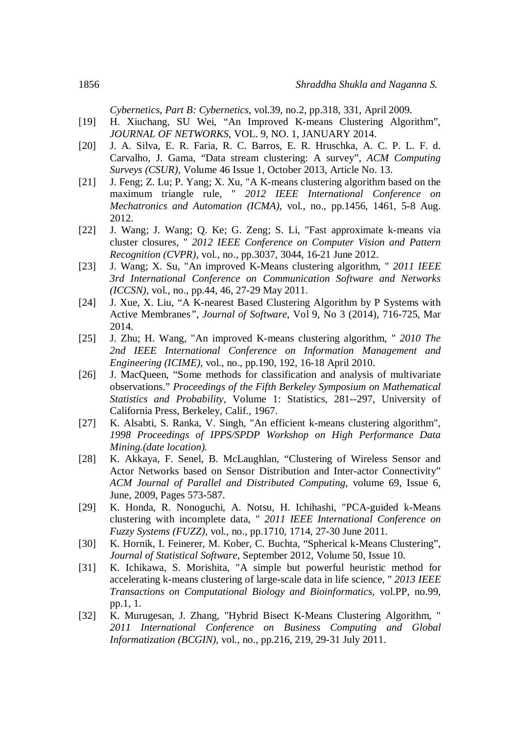*Cybernetics, Part B: Cybernetics*, vol.39, no.2, pp.318, 331, April 2009.

[19] H. Xiuchang, SU Wei, “An Improved K-means Clustering Algorithm”, *JOURNAL OF NETWORKS*, VOL. 9, NO. 1, JANUARY 2014.

[20] J. A. Silva, E. R. Faria, R. C. Barros, E. R. Hruschka, A. C. P. L. F. d. Carvalho, J. Gama, “Data stream clustering: A survey”, *ACM Computing Surveys (CSUR),* Volume 46 Issue 1, October 2013, Article No. 13.

[21] J. Feng; Z. Lu; P. Yang; X. Xu, "A K-means clustering algorithm based on the maximum triangle rule, " *2012 IEEE International Conference on Mechatronics and Automation (ICMA),* vol., no., pp.1456, 1461, 5-8 Aug. 2012.

[22] J. Wang; J. Wang; Q. Ke; G. Zeng; S. Li, "Fast approximate k-means via cluster closures, " *2012 IEEE Conference on Computer Vision and Pattern Recognition (CVPR)*, vol., no., pp.3037, 3044, 16-21 June 2012.

[23] J. Wang; X. Su, "An improved K-Means clustering algorithm, " *2011 IEEE 3rd International Conference on Communication Software and Networks (ICCSN),* vol., no., pp.44, 46, 27-29 May 2011.

[24] J. Xue, X. Liu, “A K-nearest Based Clustering Algorithm by P Systems with Active Membranes*”, Journal of Software,* Vol 9, No 3 (2014), 716-725, Mar 2014.

[25] J. Zhu; H. Wang, "An improved K-means clustering algorithm, " *2010 The 2nd IEEE International Conference on Information Management and Engineering (ICIME)*, vol., no., pp.190, 192, 16-18 April 2010.

[26] J. MacQueen, “Some methods for classification and analysis of multivariate observations.” *Proceedings of the Fifth Berkeley Symposium on Mathematical Statistics and Probability,* Volume 1: Statistics, 281--297, University of California Press, Berkeley, Calif., 1967.

[27] K. Alsabti, S. Ranka, V. Singh, "An efficient k-means clustering algorithm", *1998 Proceedings of IPPS/SPDP Workshop on High Performance Data Mining.(date location).*

[28] K. Akkaya, F. Senel, B. McLaughlan, “Clustering of Wireless Sensor and Actor Networks based on Sensor Distribution and Inter-actor Connectivity” *ACM Journal of Parallel and Distributed Computing,* volume 69, Issue 6, June, 2009, Pages 573-587.

[29] K. Honda, R. Nonoguchi, A. Notsu, H. Ichihashi, "PCA-guided k-Means clustering with incomplete data, " *2011 IEEE International Conference on Fuzzy Systems (FUZZ),* vol., no., pp.1710, 1714, 27-30 June 2011.

[30] K. Hornik, I. Feinerer, M. Kober, C. Buchta, “Spherical k-Means Clustering”, *Journal of Statistical Software*, September 2012, Volume 50, Issue 10.

[31] K. Ichikawa, S. Morishita, "A simple but powerful heuristic method for accelerating k-means clustering of large-scale data in life science, " *2013 IEEE Transactions on Computational Biology and Bioinformatics,* vol.PP, no.99, pp.1, 1.

[32] K. Murugesan, J. Zhang, "Hybrid Bisect K-Means Clustering Algorithm, " *2011 International Conference on Business Computing and Global Informatization (BCGIN),* vol., no., pp.216, 219, 29-31 July 2011.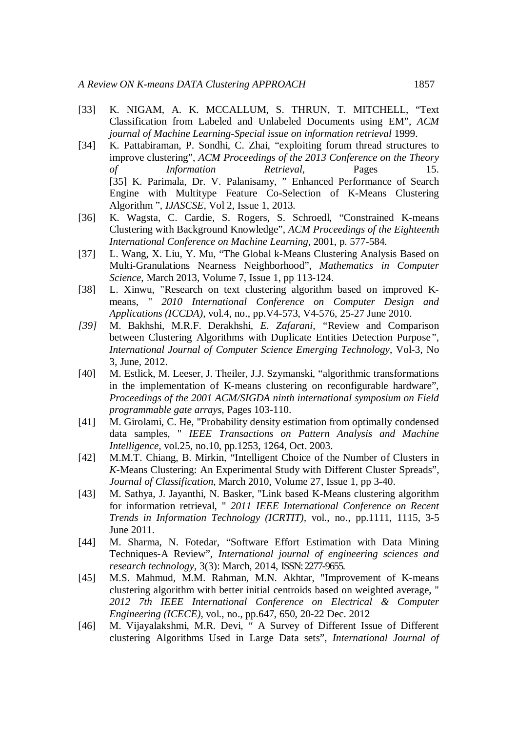[33] K. NIGAM, A. K. MCCALLUM, S. THRUN, T. MITCHELL, “Text Classification from Labeled and Unlabeled Documents using EM”, *ACM journal of Machine Learning-Special issue on information retrieval* 1999.

[34] K. Pattabiraman, P. Sondhi, C. Zhai, “exploiting forum thread structures to improve clustering”, *ACM Proceedings of the 2013 Conference on the Theory of Information Retrieval*, Pages 15. [35] K. Parimala, Dr. V. Palanisamy, ” Enhanced Performance of Search Engine with Multitype Feature Co-Selection of K-Means Clustering Algorithm ”, *IJASCSE*, Vol 2, Issue 1, 2013.

[36] K. Wagsta, C. Cardie, S. Rogers, S. Schroedl, “Constrained K-means Clustering with Background Knowledge”, *ACM Proceedings of the Eighteenth International Conference on Machine Learning*, 2001, p. 577-584.

[37] L. Wang, X. Liu, Y. Mu, “The Global k-Means Clustering Analysis Based on Multi-Granulations Nearness Neighborhood”, *Mathematics in Computer Science*, March 2013, Volume 7, Issue 1, pp 113-124.

[38] L. Xinwu, "Research on text clustering algorithm based on improved K-means, " *2010 International Conference on Computer Design and Applications (ICCDA)*, vol.4, no., pp.V4-573, V4-576, 25-27 June 2010.

*[39]* M. Bakhshi, M.R.F. Derakhshi, *E. Zafarani*, “Review and Comparison between Clustering Algorithms with Duplicate Entities Detection Purpose”, *International Journal of Computer Science Emerging Technology*, Vol-3, No 3, June, 2012.

[40] M. Estlick, M. Leeser, J. Theiler, J.J. Szymanski, “algorithmic transformations in the implementation of K-means clustering on reconfigurable hardware”, *Proceedings of the 2001 ACM/SIGDA ninth international symposium on Field programmable gate arrays*, Pages 103-110.

[41] M. Girolami, C. He, "Probability density estimation from optimally condensed data samples, " *IEEE Transactions on Pattern Analysis and Machine Intelligence*, vol.25, no.10, pp.1253, 1264, Oct. 2003.

[42] M.M.T. Chiang, B. Mirkin, “Intelligent Choice of the Number of Clusters in *K*-Means Clustering: An Experimental Study with Different Cluster Spreads”, *Journal of Classification*, March 2010, Volume 27, Issue 1, pp 3-40.

[43] M. Sathya, J. Jayanthi, N. Basker, "Link based K-Means clustering algorithm for information retrieval, " *2011 IEEE International Conference on Recent Trends in Information Technology (ICRTIT)*, vol., no., pp.1111, 1115, 3-5 June 2011.

[44] M. Sharma, N. Fotedar, “Software Effort Estimation with Data Mining Techniques-A Review”, *International journal of engineering sciences and research technology*, 3(3): March, 2014, ISSN: 2277-9655.

[45] M.S. Mahmud, M.M. Rahman, M.N. Akhtar, "Improvement of K-means clustering algorithm with better initial centroids based on weighted average, " *2012 7th IEEE International Conference on Electrical & Computer Engineering (ICECE)*, vol., no., pp.647, 650, 20-22 Dec. 2012

[46] M. Vijayalakshmi, M.R. Devi, “ A Survey of Different Issue of Different clustering Algorithms Used in Large Data sets”, *International Journal of*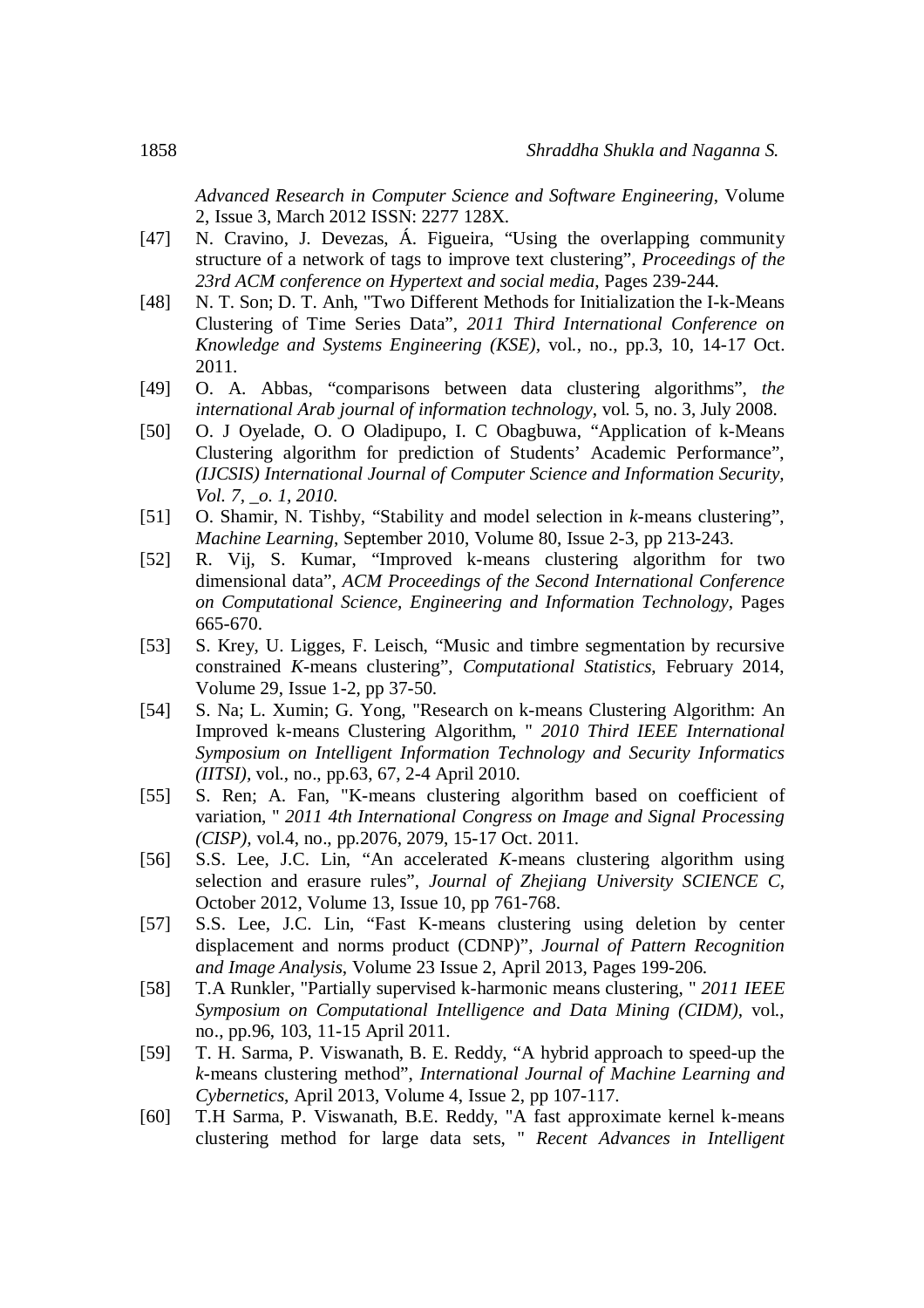*Advanced Research in Computer Science and Software Engineering*, Volume 2, Issue 3, March 2012 ISSN: 2277 128X.

[47] N. Cravino, J. Devezas, Á. Figueira, "Using the overlapping community structure of a network of tags to improve text clustering", *Proceedings of the 23rd ACM conference on Hypertext and social media*, Pages 239-244.

[48] N. T. Son; D. T. Anh, "Two Different Methods for Initialization the I-k-Means Clustering of Time Series Data", *2011 Third International Conference on Knowledge and Systems Engineering (KSE)*, vol., no., pp.3, 10, 14-17 Oct. 2011.

[49] O. A. Abbas, "comparisons between data clustering algorithms", *the international Arab journal of information technology*, vol. 5, no. 3, July 2008.

[50] O. J Oyelade, O. O Oladipupo, I. C Obagbuwa, "Application of k-Means Clustering algorithm for prediction of Students' Academic Performance", *(IJCSIS) International Journal of Computer Science and Information Security, Vol. 7, _o. 1, 2010.*

[51] O. Shamir, N. Tishby, "Stability and model selection in *k*-means clustering", *Machine Learning*, September 2010, Volume 80, Issue 2-3, pp 213-243.

[52] R. Vij, S. Kumar, "Improved k-means clustering algorithm for two dimensional data", *ACM Proceedings of the Second International Conference on Computational Science, Engineering and Information Technology*, Pages 665-670.

[53] S. Krey, U. Ligges, F. Leisch, "Music and timbre segmentation by recursive constrained *K*-means clustering", *Computational Statistics*, February 2014, Volume 29, Issue 1-2, pp 37-50.

[54] S. Na; L. Xumin; G. Yong, "Research on k-means Clustering Algorithm: An Improved k-means Clustering Algorithm, " *2010 Third IEEE International Symposium on Intelligent Information Technology and Security Informatics (IITSI)*, vol., no., pp.63, 67, 2-4 April 2010.

[55] S. Ren; A. Fan, "K-means clustering algorithm based on coefficient of variation, " *2011 4th International Congress on Image and Signal Processing (CISP)*, vol.4, no., pp.2076, 2079, 15-17 Oct. 2011.

[56] S.S. Lee, J.C. Lin, "An accelerated *K*-means clustering algorithm using selection and erasure rules", *Journal of Zhejiang University SCIENCE C*, October 2012, Volume 13, Issue 10, pp 761-768.

[57] S.S. Lee, J.C. Lin, "Fast K-means clustering using deletion by center displacement and norms product (CDNP)", *Journal of Pattern Recognition and Image Analysis*, Volume 23 Issue 2, April 2013, Pages 199-206.

[58] T.A Runkler, "Partially supervised k-harmonic means clustering, " *2011 IEEE Symposium on Computational Intelligence and Data Mining (CIDM)*, vol., no., pp.96, 103, 11-15 April 2011.

[59] T. H. Sarma, P. Viswanath, B. E. Reddy, "A hybrid approach to speed-up the *k*-means clustering method", *International Journal of Machine Learning and Cybernetics*, April 2013, Volume 4, Issue 2, pp 107-117.

[60] T.H Sarma, P. Viswanath, B.E. Reddy, "A fast approximate kernel k-means clustering method for large data sets, " *Recent Advances in Intelligent*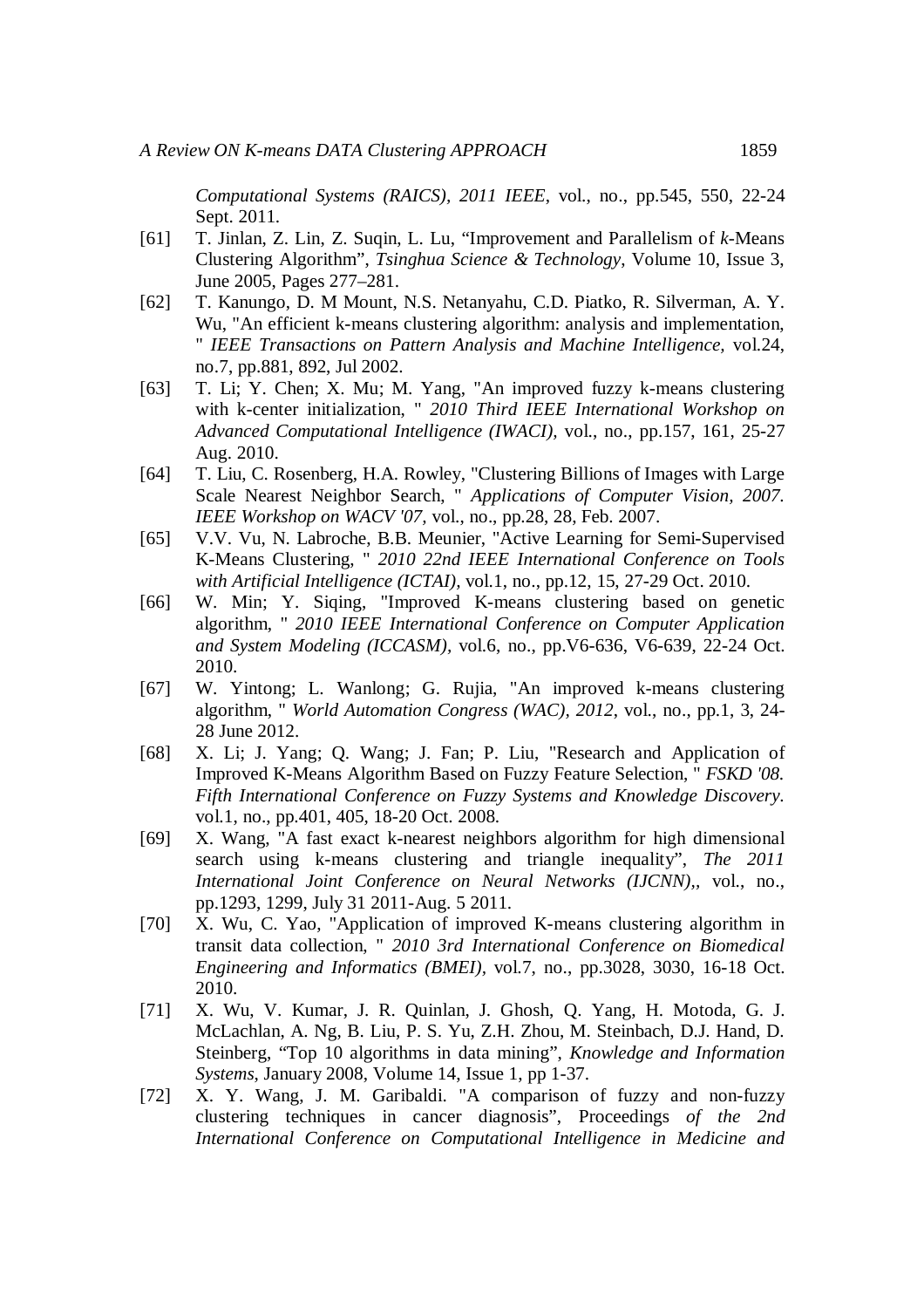*Computational Systems (RAICS), 2011 IEEE*, vol., no., pp.545, 550, 22-24 Sept. 2011.

[61] T. Jinlan, Z. Lin, Z. Suqin, L. Lu, “Improvement and Parallelism of *k*-Means Clustering Algorithm”, *Tsinghua Science & Technology*, Volume 10, Issue 3, June 2005, Pages 277–281.

[62] T. Kanungo, D. M Mount, N.S. Netanyahu, C.D. Piatko, R. Silverman, A. Y. Wu, "An efficient k-means clustering algorithm: analysis and implementation, " *IEEE Transactions on Pattern Analysis and Machine Intelligence,* vol.24, no.7, pp.881, 892, Jul 2002.

[63] T. Li; Y. Chen; X. Mu; M. Yang, "An improved fuzzy k-means clustering with k-center initialization, " *2010 Third IEEE International Workshop on Advanced Computational Intelligence (IWACI),* vol., no., pp.157, 161, 25-27 Aug. 2010.

[64] T. Liu, C. Rosenberg, H.A. Rowley, "Clustering Billions of Images with Large Scale Nearest Neighbor Search, " *Applications of Computer Vision, 2007. IEEE Workshop on WACV '07,* vol., no., pp.28, 28, Feb. 2007.

[65] V.V. Vu, N. Labroche, B.B. Meunier, "Active Learning for Semi-Supervised K-Means Clustering, " *2010 22nd IEEE International Conference on Tools with Artificial Intelligence (ICTAI),* vol.1, no., pp.12, 15, 27-29 Oct. 2010.

[66] W. Min; Y. Siqing, "Improved K-means clustering based on genetic algorithm, " *2010 IEEE International Conference on Computer Application and System Modeling (ICCASM),* vol.6, no., pp.V6-636, V6-639, 22-24 Oct. 2010.

[67] W. Yintong; L. Wanlong; G. Rujia, "An improved k-means clustering algorithm, " *World Automation Congress (WAC), 2012*, vol., no., pp.1, 3, 24-28 June 2012.

[68] X. Li; J. Yang; Q. Wang; J. Fan; P. Liu, "Research and Application of Improved K-Means Algorithm Based on Fuzzy Feature Selection, " *FSKD '08. Fifth International Conference on Fuzzy Systems and Knowledge Discovery.* vol.1, no., pp.401, 405, 18-20 Oct. 2008.

[69] X. Wang, "A fast exact k-nearest neighbors algorithm for high dimensional search using k-means clustering and triangle inequality", *The 2011 International Joint Conference on Neural Networks (IJCNN),*, vol., no., pp.1293, 1299, July 31 2011-Aug. 5 2011.

[70] X. Wu, C. Yao, "Application of improved K-means clustering algorithm in transit data collection, " *2010 3rd International Conference on Biomedical Engineering and Informatics (BMEI),* vol.7, no., pp.3028, 3030, 16-18 Oct. 2010.

[71] X. Wu, V. Kumar, J. R. Quinlan, J. Ghosh, Q. Yang, H. Motoda, G. J. McLachlan, A. Ng, B. Liu, P. S. Yu, Z.H. Zhou, M. Steinbach, D.J. Hand, D. Steinberg, “Top 10 algorithms in data mining”, *Knowledge and Information Systems*, January 2008, Volume 14, Issue 1, pp 1-37.

[72] X. Y. Wang, J. M. Garibaldi. "A comparison of fuzzy and non-fuzzy clustering techniques in cancer diagnosis", Proceedings *of the 2nd International Conference on Computational Intelligence in Medicine and*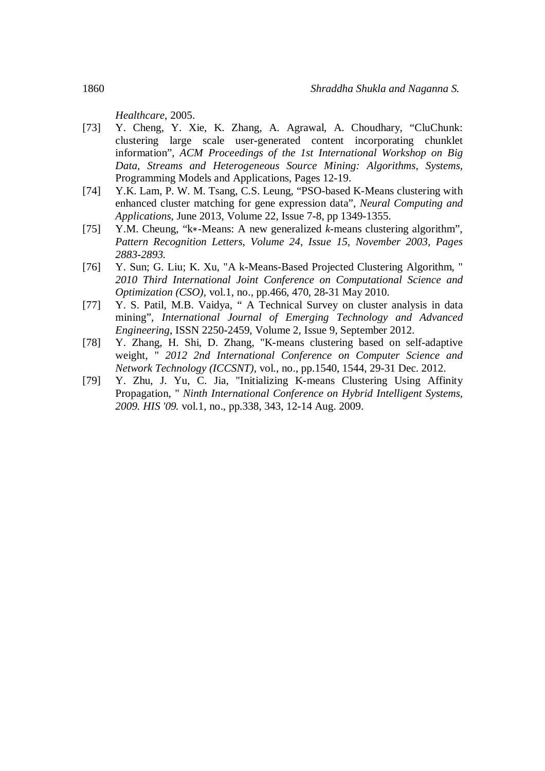*Healthcare*, 2005.

[73] Y. Cheng, Y. Xie, K. Zhang, A. Agrawal, A. Choudhary, “CluChunk: clustering large scale user-generated content incorporating chunklet information”, *ACM Proceedings of the 1st International Workshop on Big Data, Streams and Heterogeneous Source Mining: Algorithms, Systems,* Programming Models and Applications, Pages 12-19.

[74] Y.K. Lam, P. W. M. Tsang, C.S. Leung, “PSO-based K-Means clustering with enhanced cluster matching for gene expression data”, *Neural Computing and Applications*, June 2013, Volume 22, Issue 7-8, pp 1349-1355.

[75] Y.M. Cheung, “k∗-Means: A new generalized *k*-means clustering algorithm”, *Pattern Recognition Letters, Volume 24, Issue 15, November 2003, Pages 2883-2893.*

[76] Y. Sun; G. Liu; K. Xu, "A k-Means-Based Projected Clustering Algorithm, " *2010 Third International Joint Conference on Computational Science and Optimization (CSO)*, vol.1, no., pp.466, 470, 28-31 May 2010.

[77] Y. S. Patil, M.B. Vaidya, “ A Technical Survey on cluster analysis in data mining”, *International Journal of Emerging Technology and Advanced Engineering*, ISSN 2250-2459, Volume 2, Issue 9, September 2012.

[78] Y. Zhang, H. Shi, D. Zhang, "K-means clustering based on self-adaptive weight, " *2012 2nd International Conference on Computer Science and Network Technology (ICCSNT)*, vol., no., pp.1540, 1544, 29-31 Dec. 2012.

[79] Y. Zhu, J. Yu, C. Jia, "Initializing K-means Clustering Using Affinity Propagation, " *Ninth International Conference on Hybrid Intelligent Systems, 2009. HIS '09.* vol.1, no., pp.338, 343, 12-14 Aug. 2009.